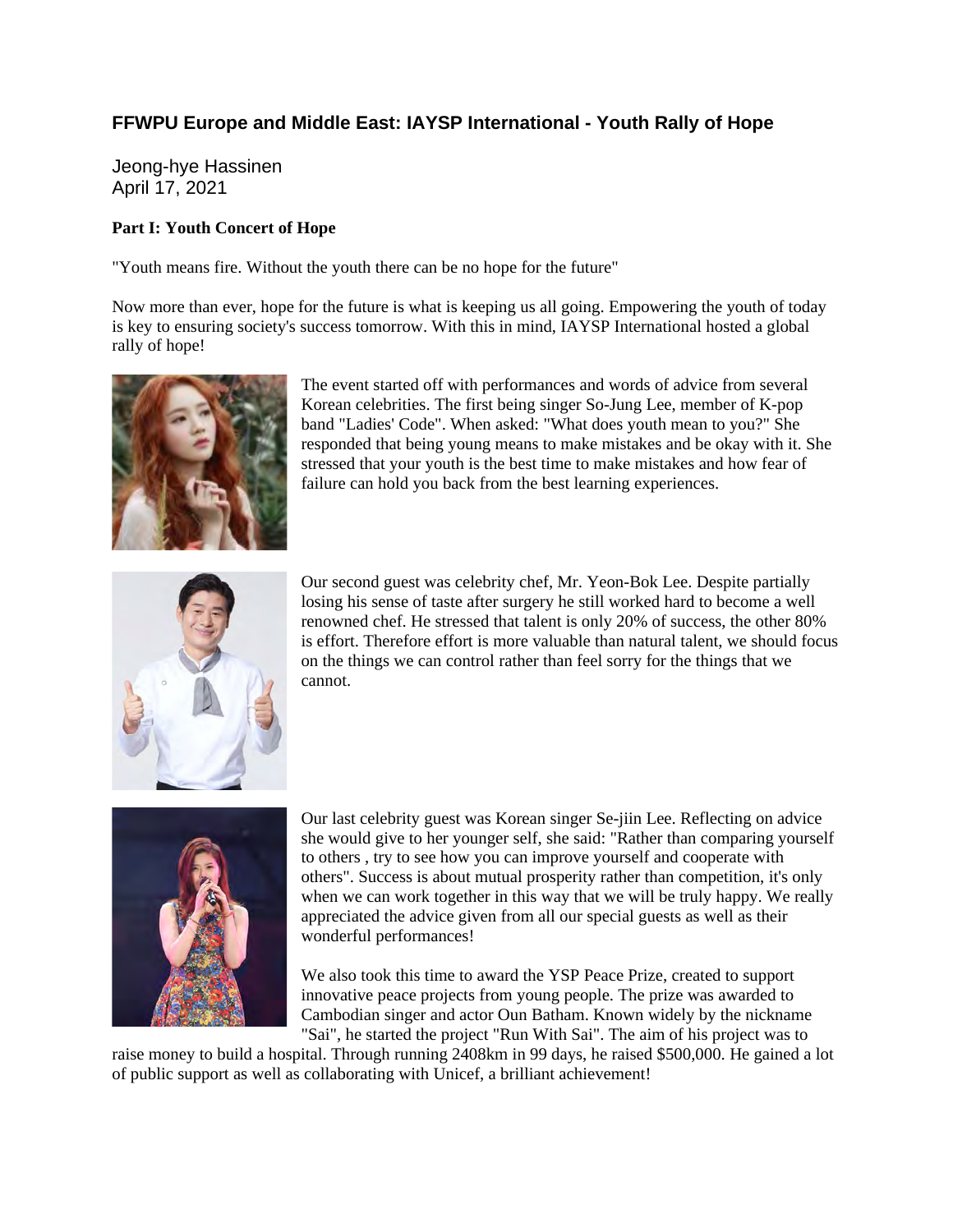## FFWPU Europe and Middle East: IAYSP International - Youth Rally of Hope

Jeong-hye Hassinen
April 17, 2021

**Part I: Youth Concert of Hope**

"Youth means fire. Without the youth there can be no hope for the future"

Now more than ever, hope for the future is what is keeping us all going. Empowering the youth of today is key to ensuring society's success tomorrow. With this in mind, IAYSP International hosted a global rally of hope!

The event started off with performances and words of advice from several Korean celebrities. The first being singer So-Jung Lee, member of K-pop band "Ladies' Code". When asked: "What does youth mean to you?" She responded that being young means to make mistakes and be okay with it. She stressed that your youth is the best time to make mistakes and how fear of failure can hold you back from the best learning experiences.

Our second guest was celebrity chef, Mr. Yeon-Bok Lee. Despite partially losing his sense of taste after surgery he still worked hard to become a well renowned chef. He stressed that talent is only 20% of success, the other 80% is effort. Therefore effort is more valuable than natural talent, we should focus on the things we can control rather than feel sorry for the things that we cannot.

Our last celebrity guest was Korean singer Se-jiin Lee. Reflecting on advice she would give to her younger self, she said: "Rather than comparing yourself to others , try to see how you can improve yourself and cooperate with others". Success is about mutual prosperity rather than competition, it's only when we can work together in this way that we will be truly happy. We really appreciated the advice given from all our special guests as well as their wonderful performances!

We also took this time to award the YSP Peace Prize, created to support innovative peace projects from young people. The prize was awarded to Cambodian singer and actor Oun Batham. Known widely by the nickname "Sai", he started the project "Run With Sai". The aim of his project was to raise money to build a hospital. Through running 2408km in 99 days, he raised $500,000. He gained a lot of public support as well as collaborating with Unicef, a brilliant achievement!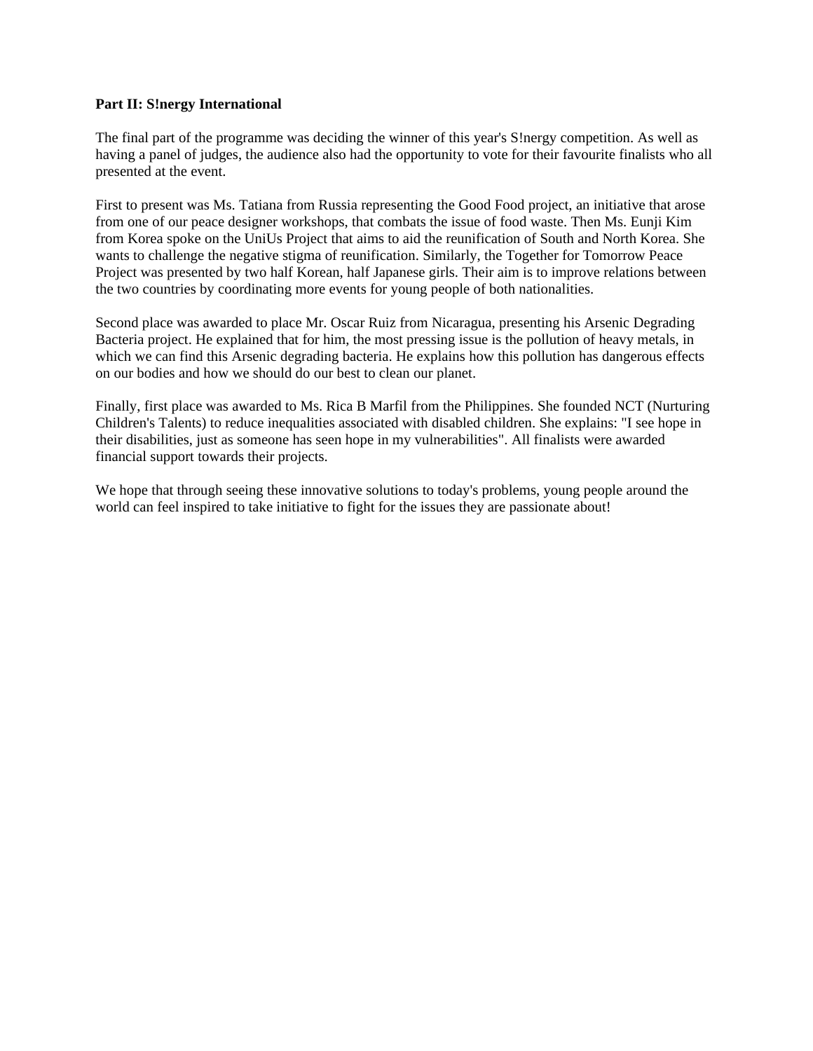**Part II: S!nergy International**

The final part of the programme was deciding the winner of this year's S!nergy competition. As well as having a panel of judges, the audience also had the opportunity to vote for their favourite finalists who all presented at the event.

First to present was Ms. Tatiana from Russia representing the Good Food project, an initiative that arose from one of our peace designer workshops, that combats the issue of food waste. Then Ms. Eunji Kim from Korea spoke on the UniUs Project that aims to aid the reunification of South and North Korea. She wants to challenge the negative stigma of reunification. Similarly, the Together for Tomorrow Peace Project was presented by two half Korean, half Japanese girls. Their aim is to improve relations between the two countries by coordinating more events for young people of both nationalities.

Second place was awarded to place Mr. Oscar Ruiz from Nicaragua, presenting his Arsenic Degrading Bacteria project. He explained that for him, the most pressing issue is the pollution of heavy metals, in which we can find this Arsenic degrading bacteria. He explains how this pollution has dangerous effects on our bodies and how we should do our best to clean our planet.

Finally, first place was awarded to Ms. Rica B Marfil from the Philippines. She founded NCT (Nurturing Children's Talents) to reduce inequalities associated with disabled children. She explains: "I see hope in their disabilities, just as someone has seen hope in my vulnerabilities". All finalists were awarded financial support towards their projects.

We hope that through seeing these innovative solutions to today's problems, young people around the world can feel inspired to take initiative to fight for the issues they are passionate about!